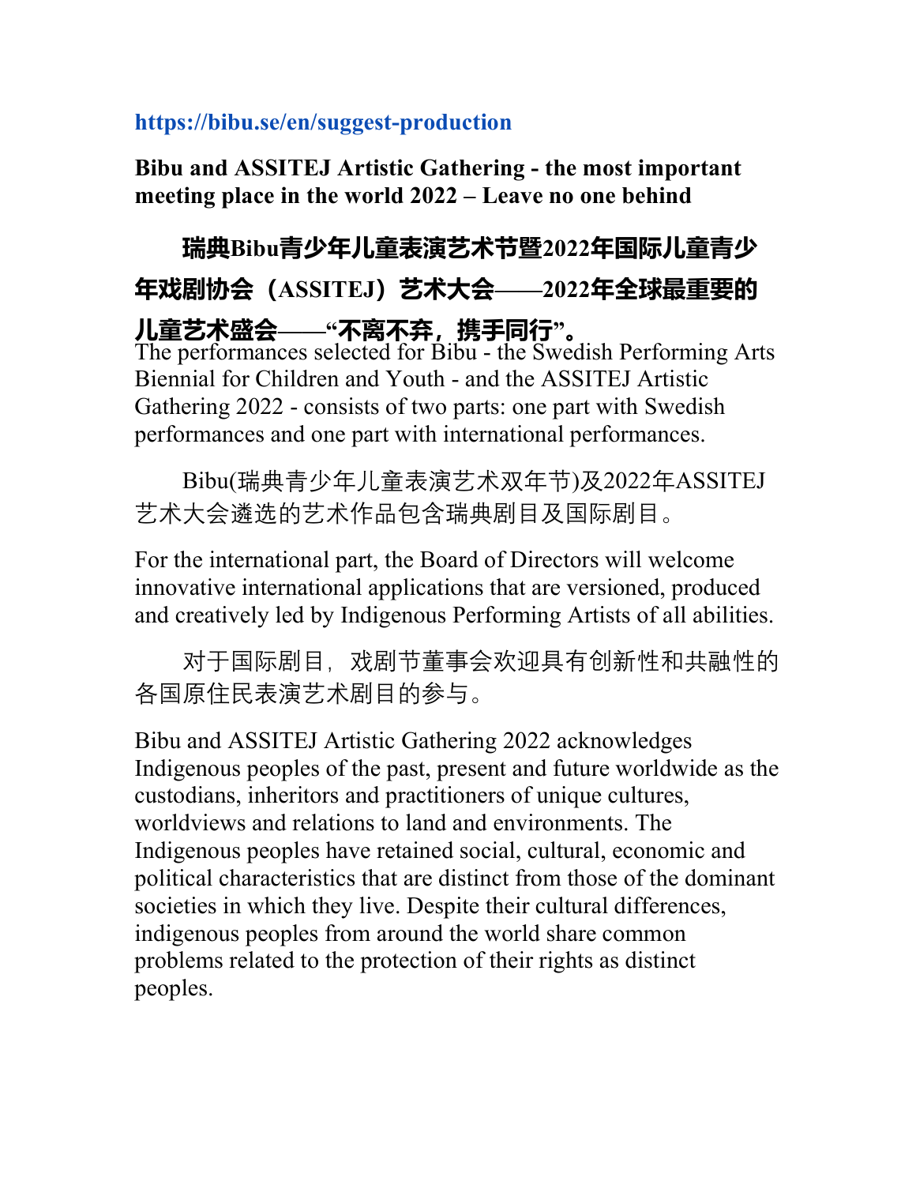https://bibu.se/en/suggest-production

**Bibu and ASSITEJ Artistic Gathering - the most important meeting place in the world 2022 – Leave no one behind**

**瑞典Bibu青少年儿童表演艺术节暨2022年国际儿童青少年戏剧协会（ASSITEJ）艺术大会——2022年全球最重要的儿童艺术盛会——“不离不弃，携手同行”。**

The performances selected for Bibu - the Swedish Performing Arts Biennial for Children and Youth - and the ASSITEJ Artistic Gathering 2022 - consists of two parts: one part with Swedish performances and one part with international performances.

Bibu(瑞典青少年儿童表演艺术双年节)及2022年ASSITEJ艺术大会遴选的艺术作品包含瑞典剧目及国际剧目。

For the international part, the Board of Directors will welcome innovative international applications that are versioned, produced and creatively led by Indigenous Performing Artists of all abilities.

对于国际剧目，戏剧节董事会欢迎具有创新性和共融性的各国原住民表演艺术剧目的参与。

Bibu and ASSITEJ Artistic Gathering 2022 acknowledges Indigenous peoples of the past, present and future worldwide as the custodians, inheritors and practitioners of unique cultures, worldviews and relations to land and environments. The Indigenous peoples have retained social, cultural, economic and political characteristics that are distinct from those of the dominant societies in which they live. Despite their cultural differences, indigenous peoples from around the world share common problems related to the protection of their rights as distinct peoples.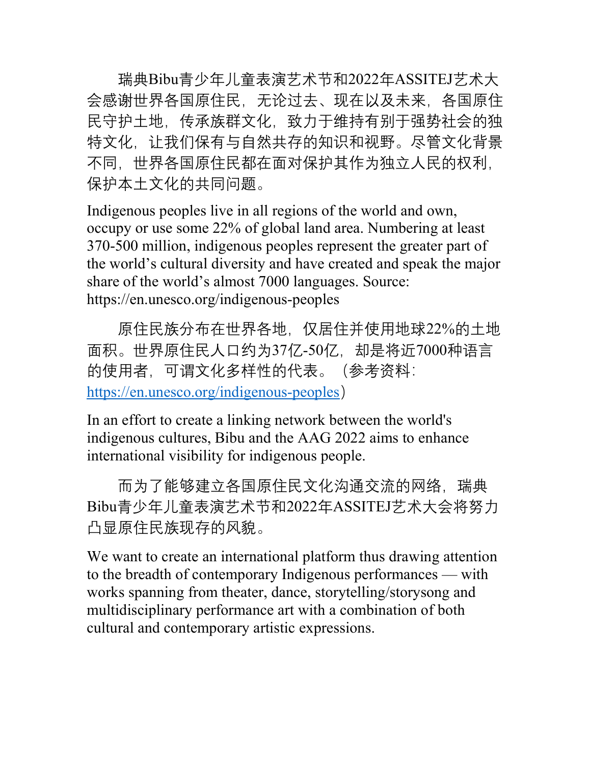瑞典Bibu青少年儿童表演艺术节和2022年ASSITEJ艺术大会感谢世界各国原住民，无论过去、现在以及未来，各国原住民守护土地，传承族群文化，致力于维持有别于强势社会的独特文化，让我们保有与自然共存的知识和视野。尽管文化背景不同，世界各国原住民都在面对保护其作为独立人民的权利，保护本土文化的共同问题。

Indigenous peoples live in all regions of the world and own, occupy or use some 22% of global land area. Numbering at least 370-500 million, indigenous peoples represent the greater part of the world's cultural diversity and have created and speak the major share of the world's almost 7000 languages. Source: https://en.unesco.org/indigenous-peoples

原住民族分布在世界各地，仅居住并使用地球22%的土地面积。世界原住民人口约为37亿-50亿，却是将近7000种语言的使用者，可谓文化多样性的代表。（参考资料：https://en.unesco.org/indigenous-peoples）

In an effort to create a linking network between the world's indigenous cultures, Bibu and the AAG 2022 aims to enhance international visibility for indigenous people.

而为了能够建立各国原住民文化沟通交流的网络，瑞典Bibu青少年儿童表演艺术节和2022年ASSITEJ艺术大会将努力凸显原住民族现存的风貌。

We want to create an international platform thus drawing attention to the breadth of contemporary Indigenous performances — with works spanning from theater, dance, storytelling/storysong and multidisciplinary performance art with a combination of both cultural and contemporary artistic expressions.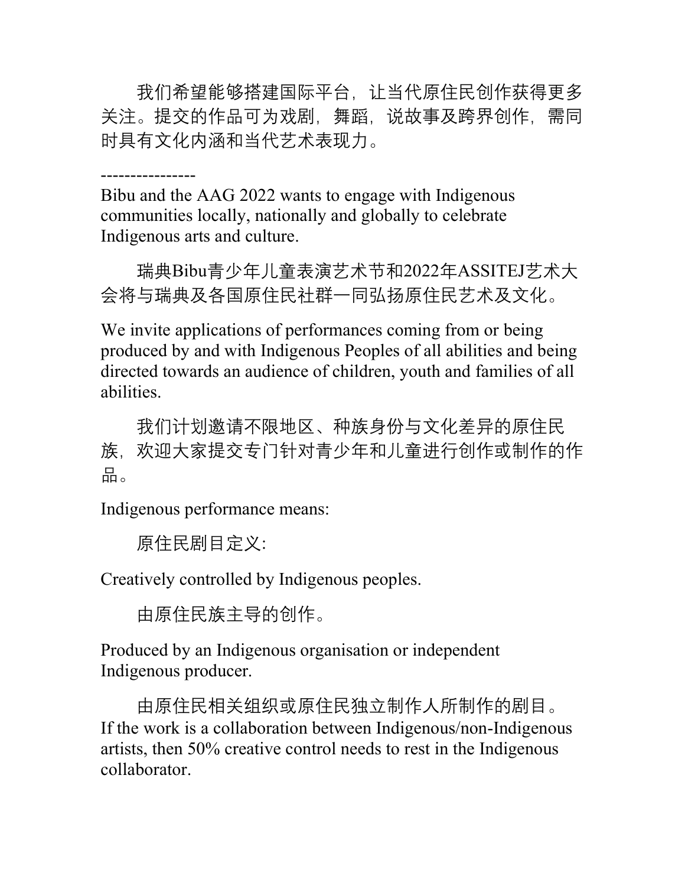我们希望能够搭建国际平台，让当代原住民创作获得更多关注。提交的作品可为戏剧，舞蹈，说故事及跨界创作，需同时具有文化内涵和当代艺术表现力。

----------------

Bibu and the AAG 2022 wants to engage with Indigenous communities locally, nationally and globally to celebrate Indigenous arts and culture.

瑞典Bibu青少年儿童表演艺术节和2022年ASSITEJ艺术大会将与瑞典及各国原住民社群一同弘扬原住民艺术及文化。

We invite applications of performances coming from or being produced by and with Indigenous Peoples of all abilities and being directed towards an audience of children, youth and families of all abilities.

我们计划邀请不限地区、种族身份与文化差异的原住民族，欢迎大家提交专门针对青少年和儿童进行创作或制作的作品。

Indigenous performance means:

原住民剧目定义:

Creatively controlled by Indigenous peoples.

由原住民族主导的创作。

Produced by an Indigenous organisation or independent Indigenous producer.

由原住民相关组织或原住民独立制作人所制作的剧目。

If the work is a collaboration between Indigenous/non-Indigenous artists, then 50% creative control needs to rest in the Indigenous collaborator.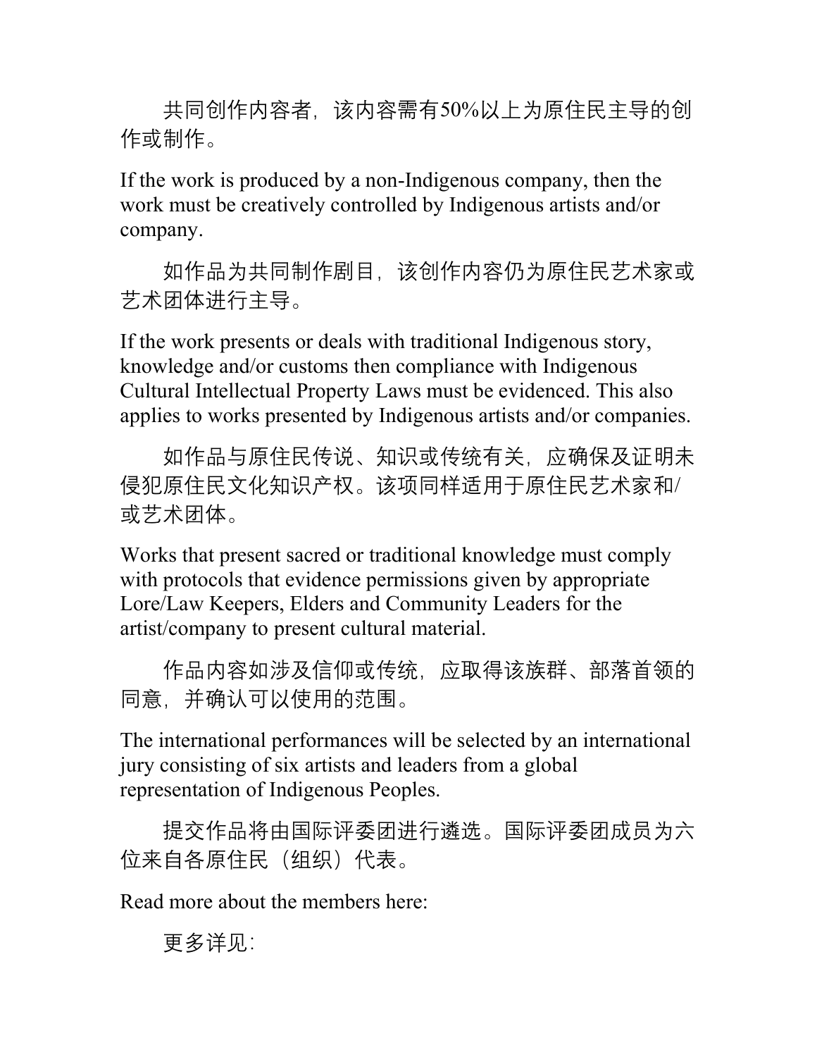共同创作内容者，该内容需有50%以上为原住民主导的创作或制作。

If the work is produced by a non-Indigenous company, then the work must be creatively controlled by Indigenous artists and/or company.

如作品为共同制作剧目，该创作内容仍为原住民艺术家或艺术团体进行主导。

If the work presents or deals with traditional Indigenous story, knowledge and/or customs then compliance with Indigenous Cultural Intellectual Property Laws must be evidenced. This also applies to works presented by Indigenous artists and/or companies.

如作品与原住民传说、知识或传统有关，应确保及证明未侵犯原住民文化知识产权。该项同样适用于原住民艺术家和/或艺术团体。

Works that present sacred or traditional knowledge must comply with protocols that evidence permissions given by appropriate Lore/Law Keepers, Elders and Community Leaders for the artist/company to present cultural material.

作品内容如涉及信仰或传统，应取得该族群、部落首领的同意，并确认可以使用的范围。

The international performances will be selected by an international jury consisting of six artists and leaders from a global representation of Indigenous Peoples.

提交作品将由国际评委团进行遴选。国际评委团成员为六位来自各原住民（组织）代表。

Read more about the members here:

更多详见：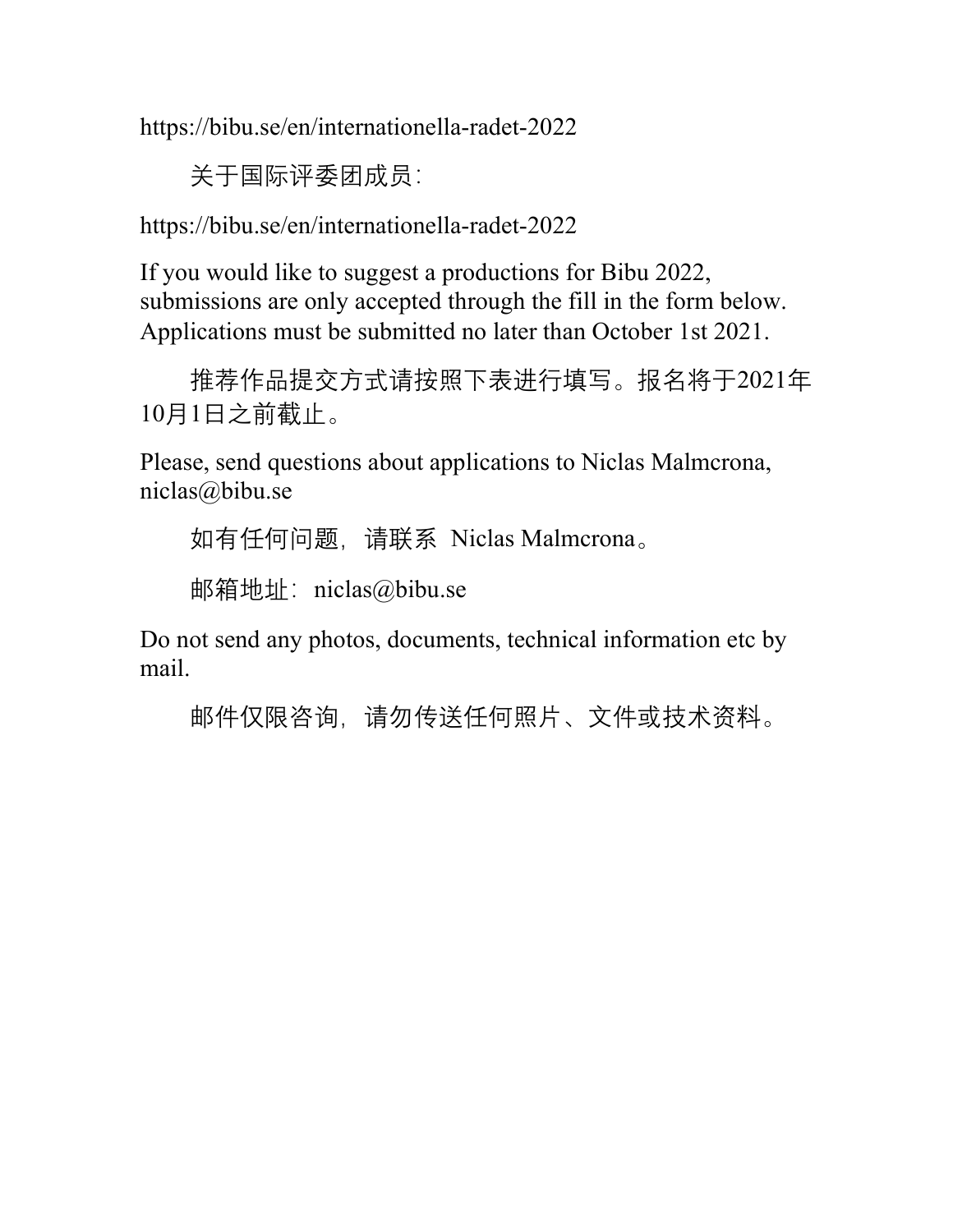https://bibu.se/en/internationella-radet-2022

关于国际评委团成员:

https://bibu.se/en/internationella-radet-2022

If you would like to suggest a productions for Bibu 2022, submissions are only accepted through the fill in the form below. Applications must be submitted no later than October 1st 2021.

推荐作品提交方式请按照下表进行填写。报名将于2021年10月1日之前截止。

Please, send questions about applications to Niclas Malmcrona, niclas@bibu.se

如有任何问题，请联系 Niclas Malmcrona。

邮箱地址：niclas@bibu.se

Do not send any photos, documents, technical information etc by mail.

邮件仅限咨询，请勿传送任何照片、文件或技术资料。